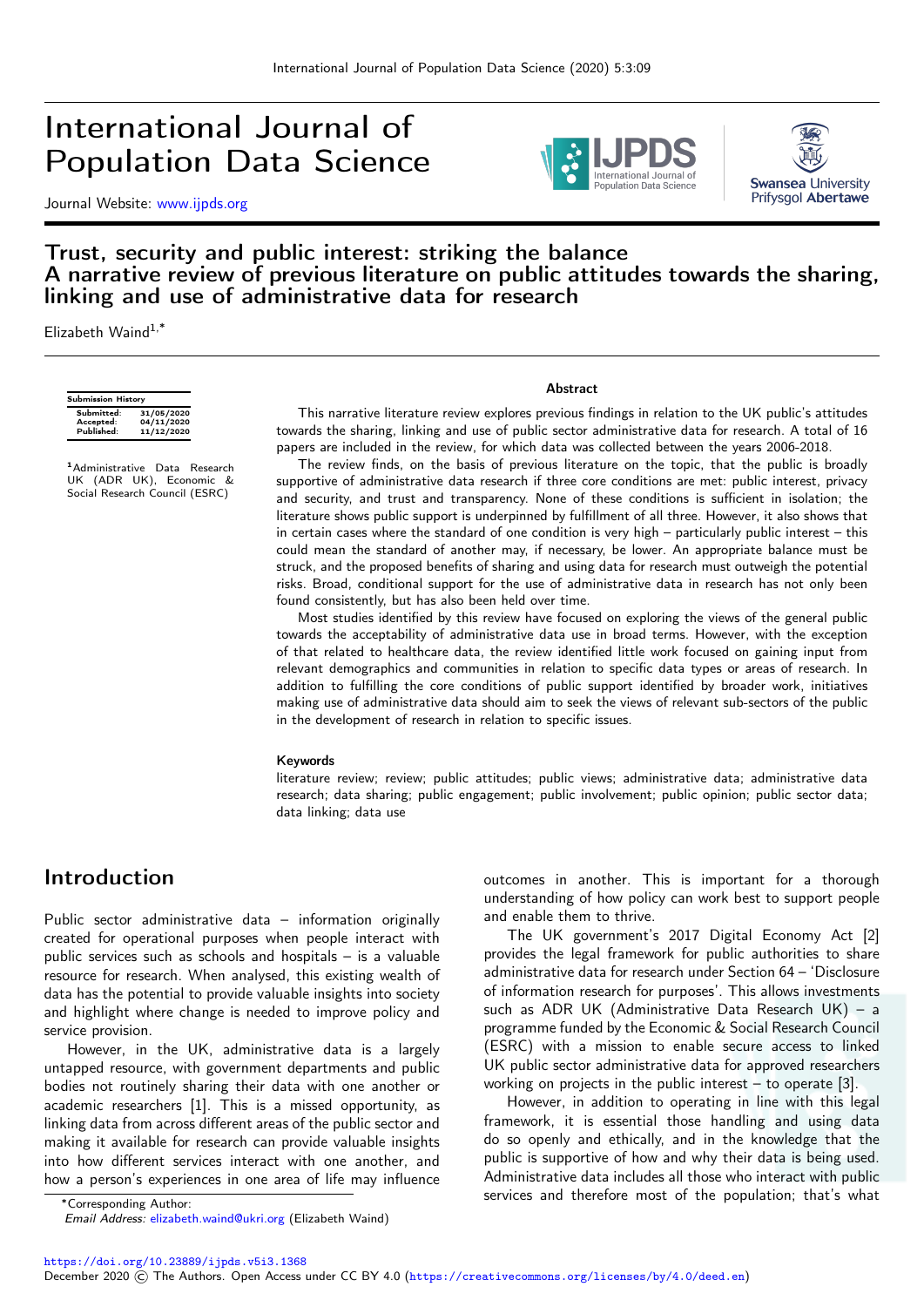# International Journal of Population Data Science

Journal Website: www.ijpds.org

## Trust, security and public interest: striking the balance
## A narrative review of previous literature on public attitudes towards the sharing, linking and use of administrative data for research

Elizabeth Waind[1,*]

| Submission History | |
|---|---|
| Submitted: | 31/05/2020 |
| Accepted: | 04/11/2020 |
| Published: | 11/12/2020 |

[1]Administrative Data Research UK (ADR UK), Economic & Social Research Council (ESRC)

### Abstract

This narrative literature review explores previous findings in relation to the UK public's attitudes towards the sharing, linking and use of public sector administrative data for research. A total of 16 papers are included in the review, for which data was collected between the years 2006-2018.

The review finds, on the basis of previous literature on the topic, that the public is broadly supportive of administrative data research if three core conditions are met: public interest, privacy and security, and trust and transparency. None of these conditions is sufficient in isolation; the literature shows public support is underpinned by fulfillment of all three. However, it also shows that in certain cases where the standard of one condition is very high – particularly public interest – this could mean the standard of another may, if necessary, be lower. An appropriate balance must be struck, and the proposed benefits of sharing and using data for research must outweigh the potential risks. Broad, conditional support for the use of administrative data in research has not only been found consistently, but has also been held over time.

Most studies identified by this review have focused on exploring the views of the general public towards the acceptability of administrative data use in broad terms. However, with the exception of that related to healthcare data, the review identified little work focused on gaining input from relevant demographics and communities in relation to specific data types or areas of research. In addition to fulfilling the core conditions of public support identified by broader work, initiatives making use of administrative data should aim to seek the views of relevant sub-sectors of the public in the development of research in relation to specific issues.

### Keywords

literature review; review; public attitudes; public views; administrative data; administrative data research; data sharing; public engagement; public involvement; public opinion; public sector data; data linking; data use

## Introduction

Public sector administrative data – information originally created for operational purposes when people interact with public services such as schools and hospitals – is a valuable resource for research. When analysed, this existing wealth of data has the potential to provide valuable insights into society and highlight where change is needed to improve policy and service provision.

However, in the UK, administrative data is a largely untapped resource, with government departments and public bodies not routinely sharing their data with one another or academic researchers [1]. This is a missed opportunity, as linking data from across different areas of the public sector and making it available for research can provide valuable insights into how different services interact with one another, and how a person's experiences in one area of life may influence outcomes in another. This is important for a thorough understanding of how policy can work best to support people and enable them to thrive.

The UK government's 2017 Digital Economy Act [2] provides the legal framework for public authorities to share administrative data for research under Section 64 – 'Disclosure of information research for purposes'. This allows investments such as ADR UK (Administrative Data Research UK) – a programme funded by the Economic & Social Research Council (ESRC) with a mission to enable secure access to linked UK public sector administrative data for approved researchers working on projects in the public interest – to operate [3].

However, in addition to operating in line with this legal framework, it is essential those handling and using data do so openly and ethically, and in the knowledge that the public is supportive of how and why their data is being used. Administrative data includes all those who interact with public services and therefore most of the population; that's what

*Corresponding Author:
*Email Address:* elizabeth.waind@ukri.org (Elizabeth Waind)

https://doi.org/10.23889/ijpds.v5i3.1368
December 2020 © The Authors. Open Access under CC BY 4.0 (https://creativecommons.org/licenses/by/4.0/deed.en)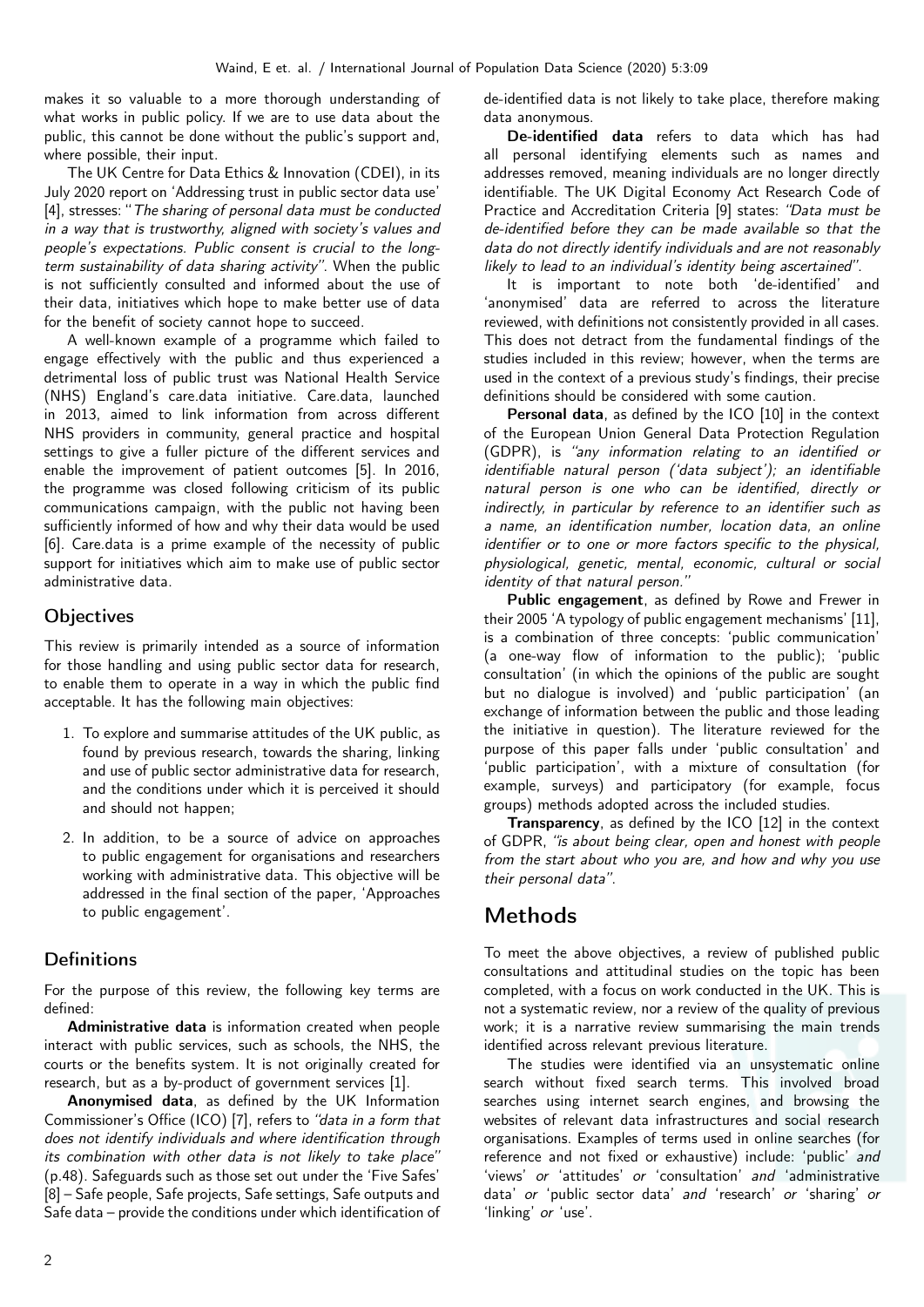makes it so valuable to a more thorough understanding of what works in public policy. If we are to use data about the public, this cannot be done without the public's support and, where possible, their input.

The UK Centre for Data Ethics & Innovation (CDEI), in its July 2020 report on 'Addressing trust in public sector data use' [4], stresses: "*The sharing of personal data must be conducted in a way that is trustworthy, aligned with society's values and people's expectations. Public consent is crucial to the long-term sustainability of data sharing activity*". When the public is not sufficiently consulted and informed about the use of their data, initiatives which hope to make better use of data for the benefit of society cannot hope to succeed.

A well-known example of a programme which failed to engage effectively with the public and thus experienced a detrimental loss of public trust was National Health Service (NHS) England's care.data initiative. Care.data, launched in 2013, aimed to link information from across different NHS providers in community, general practice and hospital settings to give a fuller picture of the different services and enable the improvement of patient outcomes [5]. In 2016, the programme was closed following criticism of its public communications campaign, with the public not having been sufficiently informed of how and why their data would be used [6]. Care.data is a prime example of the necessity of public support for initiatives which aim to make use of public sector administrative data.

## Objectives

This review is primarily intended as a source of information for those handling and using public sector data for research, to enable them to operate in a way in which the public find acceptable. It has the following main objectives:

1. To explore and summarise attitudes of the UK public, as found by previous research, towards the sharing, linking and use of public sector administrative data for research, and the conditions under which it is perceived it should and should not happen;
2. In addition, to be a source of advice on approaches to public engagement for organisations and researchers working with administrative data. This objective will be addressed in the final section of the paper, 'Approaches to public engagement'.

## Definitions

For the purpose of this review, the following key terms are defined:

**Administrative data** is information created when people interact with public services, such as schools, the NHS, the courts or the benefits system. It is not originally created for research, but as a by-product of government services [1].

**Anonymised data**, as defined by the UK Information Commissioner's Office (ICO) [7], refers to *"data in a form that does not identify individuals and where identification through its combination with other data is not likely to take place"* (p.48). Safeguards such as those set out under the 'Five Safes' [8] – Safe people, Safe projects, Safe settings, Safe outputs and Safe data – provide the conditions under which identification of de-identified data is not likely to take place, therefore making data anonymous.

**De-identified data** refers to data which has had all personal identifying elements such as names and addresses removed, meaning individuals are no longer directly identifiable. The UK Digital Economy Act Research Code of Practice and Accreditation Criteria [9] states: *"Data must be de-identified before they can be made available so that the data do not directly identify individuals and are not reasonably likely to lead to an individual's identity being ascertained"*.

It is important to note both 'de-identified' and 'anonymised' data are referred to across the literature reviewed, with definitions not consistently provided in all cases. This does not detract from the fundamental findings of the studies included in this review; however, when the terms are used in the context of a previous study's findings, their precise definitions should be considered with some caution.

**Personal data**, as defined by the ICO [10] in the context of the European Union General Data Protection Regulation (GDPR), is *"any information relating to an identified or identifiable natural person ('data subject'); an identifiable natural person is one who can be identified, directly or indirectly, in particular by reference to an identifier such as a name, an identification number, location data, an online identifier or to one or more factors specific to the physical, physiological, genetic, mental, economic, cultural or social identity of that natural person."*

**Public engagement**, as defined by Rowe and Frewer in their 2005 'A typology of public engagement mechanisms' [11], is a combination of three concepts: 'public communication' (a one-way flow of information to the public); 'public consultation' (in which the opinions of the public are sought but no dialogue is involved) and 'public participation' (an exchange of information between the public and those leading the initiative in question). The literature reviewed for the purpose of this paper falls under 'public consultation' and 'public participation', with a mixture of consultation (for example, surveys) and participatory (for example, focus groups) methods adopted across the included studies.

**Transparency**, as defined by the ICO [12] in the context of GDPR, *"is about being clear, open and honest with people from the start about who you are, and how and why you use their personal data"*.

# Methods

To meet the above objectives, a review of published public consultations and attitudinal studies on the topic has been completed, with a focus on work conducted in the UK. This is not a systematic review, nor a review of the quality of previous work; it is a narrative review summarising the main trends identified across relevant previous literature.

The studies were identified via an unsystematic online search without fixed search terms. This involved broad searches using internet search engines, and browsing the websites of relevant data infrastructures and social research organisations. Examples of terms used in online searches (for reference and not fixed or exhaustive) include: 'public' *and* 'views' *or* 'attitudes' *or* 'consultation' *and* 'administrative data' *or* 'public sector data' *and* 'research' *or* 'sharing' *or* 'linking' *or* 'use'.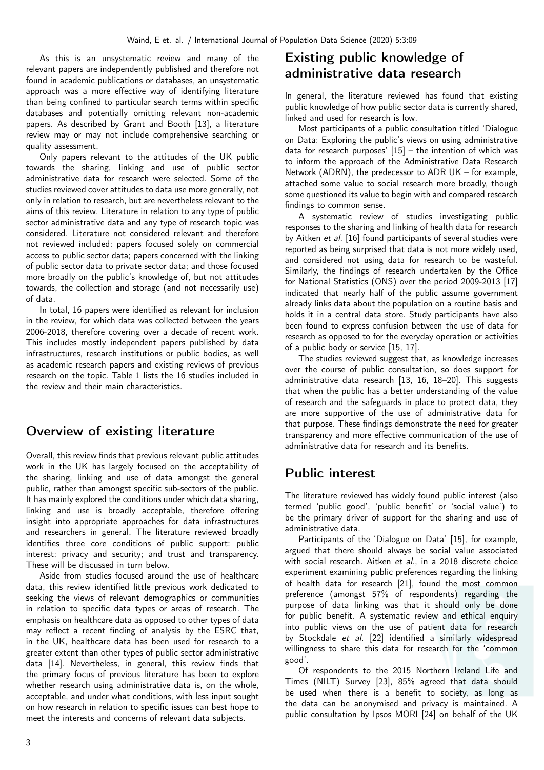As this is an unsystematic review and many of the relevant papers are independently published and therefore not found in academic publications or databases, an unsystematic approach was a more effective way of identifying literature than being confined to particular search terms within specific databases and potentially omitting relevant non-academic papers. As described by Grant and Booth [13], a literature review may or may not include comprehensive searching or quality assessment.

Only papers relevant to the attitudes of the UK public towards the sharing, linking and use of public sector administrative data for research were selected. Some of the studies reviewed cover attitudes to data use more generally, not only in relation to research, but are nevertheless relevant to the aims of this review. Literature in relation to any type of public sector administrative data and any type of research topic was considered. Literature not considered relevant and therefore not reviewed included: papers focused solely on commercial access to public sector data; papers concerned with the linking of public sector data to private sector data; and those focused more broadly on the public's knowledge of, but not attitudes towards, the collection and storage (and not necessarily use) of data.

In total, 16 papers were identified as relevant for inclusion in the review, for which data was collected between the years 2006-2018, therefore covering over a decade of recent work. This includes mostly independent papers published by data infrastructures, research institutions or public bodies, as well as academic research papers and existing reviews of previous research on the topic. Table 1 lists the 16 studies included in the review and their main characteristics.

## Overview of existing literature

Overall, this review finds that previous relevant public attitudes work in the UK has largely focused on the acceptability of the sharing, linking and use of data amongst the general public, rather than amongst specific sub-sectors of the public. It has mainly explored the conditions under which data sharing, linking and use is broadly acceptable, therefore offering insight into appropriate approaches for data infrastructures and researchers in general. The literature reviewed broadly identifies three core conditions of public support: public interest; privacy and security; and trust and transparency. These will be discussed in turn below.

Aside from studies focused around the use of healthcare data, this review identified little previous work dedicated to seeking the views of relevant demographics or communities in relation to specific data types or areas of research. The emphasis on healthcare data as opposed to other types of data may reflect a recent finding of analysis by the ESRC that, in the UK, healthcare data has been used for research to a greater extent than other types of public sector administrative data [14]. Nevertheless, in general, this review finds that the primary focus of previous literature has been to explore whether research using administrative data is, on the whole, acceptable, and under what conditions, with less input sought on how research in relation to specific issues can best hope to meet the interests and concerns of relevant data subjects.

## Existing public knowledge of administrative data research

In general, the literature reviewed has found that existing public knowledge of how public sector data is currently shared, linked and used for research is low.

Most participants of a public consultation titled 'Dialogue on Data: Exploring the public's views on using administrative data for research purposes' [15] – the intention of which was to inform the approach of the Administrative Data Research Network (ADRN), the predecessor to ADR UK – for example, attached some value to social research more broadly, though some questioned its value to begin with and compared research findings to common sense.

A systematic review of studies investigating public responses to the sharing and linking of health data for research by Aitken *et al*. [16] found participants of several studies were reported as being surprised that data is not more widely used, and considered not using data for research to be wasteful. Similarly, the findings of research undertaken by the Office for National Statistics (ONS) over the period 2009-2013 [17] indicated that nearly half of the public assume government already links data about the population on a routine basis and holds it in a central data store. Study participants have also been found to express confusion between the use of data for research as opposed to for the everyday operation or activities of a public body or service [15, 17].

The studies reviewed suggest that, as knowledge increases over the course of public consultation, so does support for administrative data research [13, 16, 18–20]. This suggests that when the public has a better understanding of the value of research and the safeguards in place to protect data, they are more supportive of the use of administrative data for that purpose. These findings demonstrate the need for greater transparency and more effective communication of the use of administrative data for research and its benefits.

## Public interest

The literature reviewed has widely found public interest (also termed 'public good', 'public benefit' or 'social value') to be the primary driver of support for the sharing and use of administrative data.

Participants of the 'Dialogue on Data' [15], for example, argued that there should always be social value associated with social research. Aitken *et al*., in a 2018 discrete choice experiment examining public preferences regarding the linking of health data for research [21], found the most common preference (amongst 57% of respondents) regarding the purpose of data linking was that it should only be done for public benefit. A systematic review and ethical enquiry into public views on the use of patient data for research by Stockdale *et al*. [22] identified a similarly widespread willingness to share this data for research for the 'common good'.

Of respondents to the 2015 Northern Ireland Life and Times (NILT) Survey [23], 85% agreed that data should be used when there is a benefit to society, as long as the data can be anonymised and privacy is maintained. A public consultation by Ipsos MORI [24] on behalf of the UK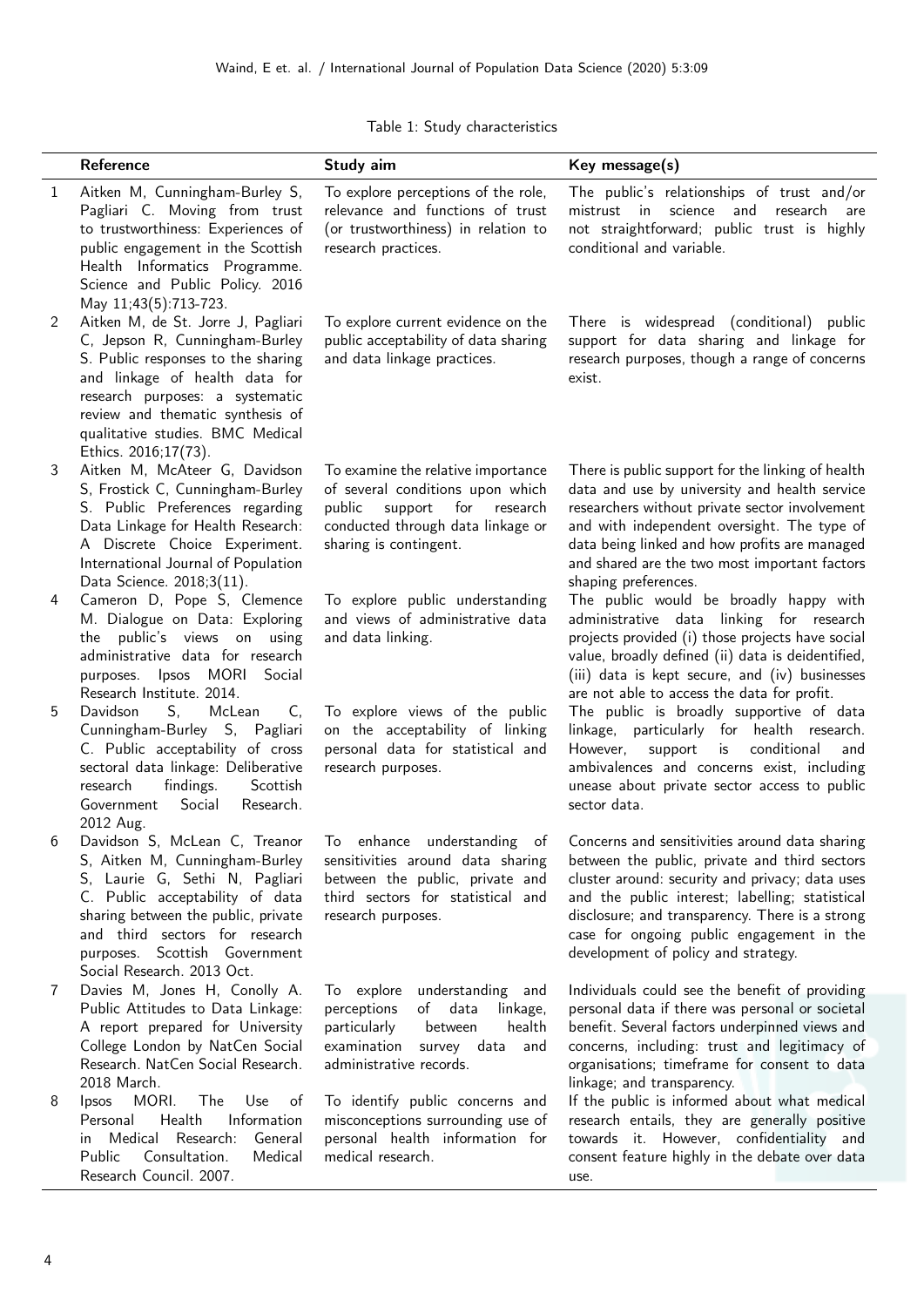Table 1: Study characteristics

|  | Reference | Study aim | Key message(s) |
|---|---|---|---|
| 1 | Aitken M, Cunningham-Burley S, Pagliari C. Moving from trust to trustworthiness: Experiences of public engagement in the Scottish Health Informatics Programme. Science and Public Policy. 2016 May 11;43(5):713-723. | To explore perceptions of the role, relevance and functions of trust (or trustworthiness) in relation to research practices. | The public's relationships of trust and/or mistrust in science and research are not straightforward; public trust is highly conditional and variable. |
| 2 | Aitken M, de St. Jorre J, Pagliari C, Jepson R, Cunningham-Burley S. Public responses to the sharing and linkage of health data for research purposes: a systematic review and thematic synthesis of qualitative studies. BMC Medical Ethics. 2016;17(73). | To explore current evidence on the public acceptability of data sharing and data linkage practices. | There is widespread (conditional) public support for data sharing and linkage for research purposes, though a range of concerns exist. |
| 3 | Aitken M, McAteer G, Davidson S, Frostick C, Cunningham-Burley S. Public Preferences regarding Data Linkage for Health Research: A Discrete Choice Experiment. International Journal of Population Data Science. 2018;3(11). | To examine the relative importance of several conditions upon which public support for research conducted through data linkage or sharing is contingent. | There is public support for the linking of health data and use by university and health service researchers without private sector involvement and with independent oversight. The type of data being linked and how profits are managed and shared are the two most important factors shaping preferences. |
| 4 | Cameron D, Pope S, Clemence M. Dialogue on Data: Exploring the public's views on using administrative data for research purposes. Ipsos MORI Social Research Institute. 2014. | To explore public understanding and views of administrative data and data linking. | The public would be broadly happy with administrative data linking for research projects provided (i) those projects have social value, broadly defined (ii) data is deidentified, (iii) data is kept secure, and (iv) businesses are not able to access the data for profit. |
| 5 | Davidson S, McLean C, Cunningham-Burley S, Pagliari C. Public acceptability of cross sectoral data linkage: Deliberative research findings. Scottish Government Social Research. 2012 Aug. | To explore views of the public on the acceptability of linking personal data for statistical and research purposes. | The public is broadly supportive of data linkage, particularly for health research. However, support is conditional and ambivalences and concerns exist, including unease about private sector access to public sector data. |
| 6 | Davidson S, McLean C, Treanor S, Aitken M, Cunningham-Burley S, Laurie G, Sethi N, Pagliari C. Public acceptability of data sharing between the public, private and third sectors for research purposes. Scottish Government Social Research. 2013 Oct. | To enhance understanding of sensitivities around data sharing between the public, private and third sectors for statistical and research purposes. | Concerns and sensitivities around data sharing between the public, private and third sectors cluster around: security and privacy; data uses and the public interest; labelling; statistical disclosure; and transparency. There is a strong case for ongoing public engagement in the development of policy and strategy. |
| 7 | Davies M, Jones H, Conolly A. Public Attitudes to Data Linkage: A report prepared for University College London by NatCen Social Research. NatCen Social Research. 2018 March. | To explore understanding and perceptions of data linkage, particularly between health examination survey data and administrative records. | Individuals could see the benefit of providing personal data if there was personal or societal benefit. Several factors underpinned views and concerns, including: trust and legitimacy of organisations; timeframe for consent to data linkage; and transparency. |
| 8 | Ipsos MORI. The Use of Personal Health Information in Medical Research: General Public Consultation. Medical Research Council. 2007. | To identify public concerns and misconceptions surrounding use of personal health information for medical research. | If the public is informed about what medical research entails, they are generally positive towards it. However, confidentiality and consent feature highly in the debate over data use. |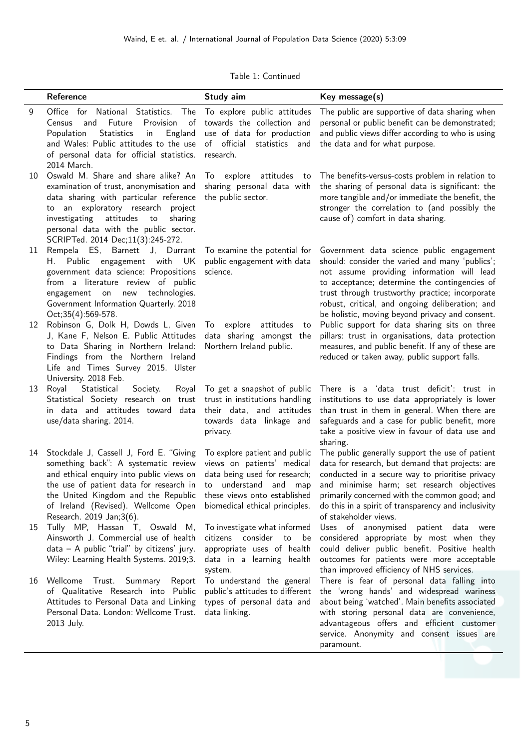Table 1: Continued

| | Reference | Study aim | Key message(s) |
|---|---|---|---|
| 9 | Office for National Statistics. The Census and Future Provision of Population Statistics in England and Wales: Public attitudes to the use of personal data for official statistics. 2014 March. | To explore public attitudes towards the collection and use of data for production of official statistics and research. | The public are supportive of data sharing when personal or public benefit can be demonstrated; and public views differ according to who is using the data and for what purpose. |
| 10 | Oswald M. Share and share alike? An examination of trust, anonymisation and data sharing with particular reference to an exploratory research project investigating attitudes to sharing personal data with the public sector. SCRIPTed. 2014 Dec;11(3):245-272. | To explore attitudes to sharing personal data with the public sector. | The benefits-versus-costs problem in relation to the sharing of personal data is significant: the more tangible and/or immediate the benefit, the stronger the correlation to (and possibly the cause of) comfort in data sharing. |
| 11 | Rempela ES, Barnett J, Durrant H. Public engagement with UK government data science: Propositions from a literature review of public engagement on new technologies. Government Information Quarterly. 2018 Oct;35(4):569-578. | To examine the potential for public engagement with data science. | Government data science public engagement should: consider the varied and many 'publics'; not assume providing information will lead to acceptance; determine the contingencies of trust through trustworthy practice; incorporate robust, critical, and ongoing deliberation; and be holistic, moving beyond privacy and consent. |
| 12 | Robinson G, Dolk H, Dowds L, Given J, Kane F, Nelson E. Public Attitudes to Data Sharing in Northern Ireland: Findings from the Northern Ireland Life and Times Survey 2015. Ulster University. 2018 Feb. | To explore attitudes to data sharing amongst the Northern Ireland public. | Public support for data sharing sits on three pillars: trust in organisations, data protection measures, and public benefit. If any of these are reduced or taken away, public support falls. |
| 13 | Royal Statistical Society. Royal Statistical Society research on trust in data and attitudes toward data use/data sharing. 2014. | To get a snapshot of public trust in institutions handling their data, and attitudes towards data linkage and privacy. | There is a 'data trust deficit': trust in institutions to use data appropriately is lower than trust in them in general. When there are safeguards and a case for public benefit, more take a positive view in favour of data use and sharing. |
| 14 | Stockdale J, Cassell J, Ford E. "Giving something back": A systematic review and ethical enquiry into public views on the use of patient data for research in the United Kingdom and the Republic of Ireland (Revised). Wellcome Open Research. 2019 Jan;3(6). | To explore patient and public views on patients' medical data being used for research; to understand and map these views onto established biomedical ethical principles. | The public generally support the use of patient data for research, but demand that projects: are conducted in a secure way to prioritise privacy and minimise harm; set research objectives primarily concerned with the common good; and do this in a spirit of transparency and inclusivity of stakeholder views. |
| 15 | Tully MP, Hassan T, Oswald M, Ainsworth J. Commercial use of health data – A public "trial" by citizens' jury. Wiley: Learning Health Systems. 2019;3. | To investigate what informed citizens consider to be appropriate uses of health data in a learning health system. | Uses of anonymised patient data were considered appropriate by most when they could deliver public benefit. Positive health outcomes for patients were more acceptable than improved efficiency of NHS services. |
| 16 | Wellcome Trust. Summary Report of Qualitative Research into Public Attitudes to Personal Data and Linking Personal Data. London: Wellcome Trust. 2013 July. | To understand the general public's attitudes to different types of personal data and data linking. | There is fear of personal data falling into the 'wrong hands' and widespread wariness about being 'watched'. Main benefits associated with storing personal data are convenience, advantageous offers and efficient customer service. Anonymity and consent issues are paramount. |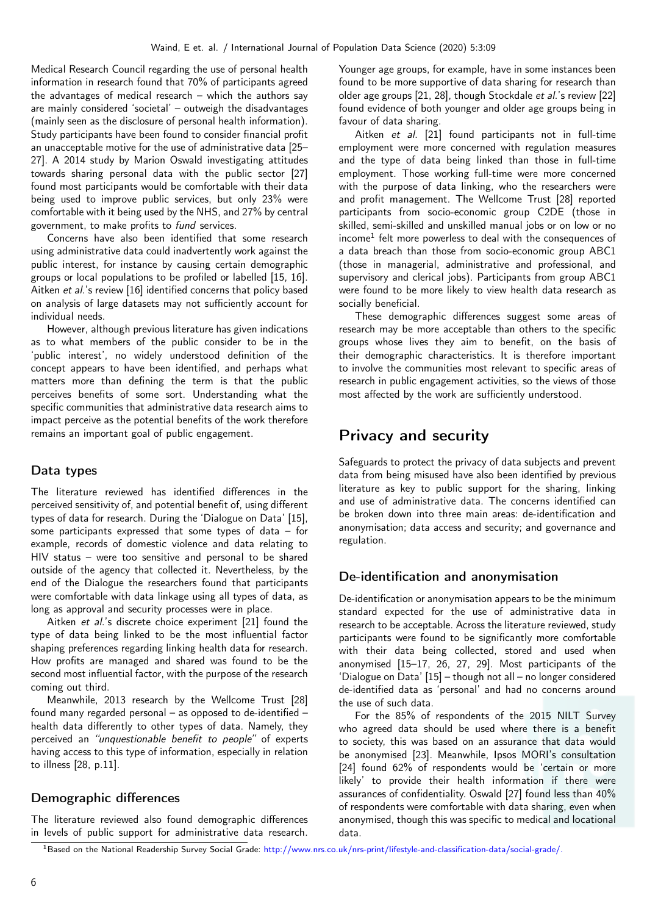Medical Research Council regarding the use of personal health information in research found that 70% of participants agreed the advantages of medical research – which the authors say are mainly considered 'societal' – outweigh the disadvantages (mainly seen as the disclosure of personal health information). Study participants have been found to consider financial profit an unacceptable motive for the use of administrative data [25–27]. A 2014 study by Marion Oswald investigating attitudes towards sharing personal data with the public sector [27] found most participants would be comfortable with their data being used to improve public services, but only 23% were comfortable with it being used by the NHS, and 27% by central government, to make profits to *fund* services.

Concerns have also been identified that some research using administrative data could inadvertently work against the public interest, for instance by causing certain demographic groups or local populations to be profiled or labelled [15, 16]. Aitken *et al.*'s review [16] identified concerns that policy based on analysis of large datasets may not sufficiently account for individual needs.

However, although previous literature has given indications as to what members of the public consider to be in the 'public interest', no widely understood definition of the concept appears to have been identified, and perhaps what matters more than defining the term is that the public perceives benefits of some sort. Understanding what the specific communities that administrative data research aims to impact perceive as the potential benefits of the work therefore remains an important goal of public engagement.

### Data types

The literature reviewed has identified differences in the perceived sensitivity of, and potential benefit of, using different types of data for research. During the 'Dialogue on Data' [15], some participants expressed that some types of data – for example, records of domestic violence and data relating to HIV status – were too sensitive and personal to be shared outside of the agency that collected it. Nevertheless, by the end of the Dialogue the researchers found that participants were comfortable with data linkage using all types of data, as long as approval and security processes were in place.

Aitken *et al.*'s discrete choice experiment [21] found the type of data being linked to be the most influential factor shaping preferences regarding linking health data for research. How profits are managed and shared was found to be the second most influential factor, with the purpose of the research coming out third.

Meanwhile, 2013 research by the Wellcome Trust [28] found many regarded personal – as opposed to de-identified – health data differently to other types of data. Namely, they perceived an *"unquestionable benefit to people"* of experts having access to this type of information, especially in relation to illness [28, p.11].

### Demographic differences

The literature reviewed also found demographic differences in levels of public support for administrative data research. Younger age groups, for example, have in some instances been found to be more supportive of data sharing for research than older age groups [21, 28], though Stockdale *et al.*'s review [22] found evidence of both younger and older age groups being in favour of data sharing.

Aitken *et al.* [21] found participants not in full-time employment were more concerned with regulation measures and the type of data being linked than those in full-time employment. Those working full-time were more concerned with the purpose of data linking, who the researchers were and profit management. The Wellcome Trust [28] reported participants from socio-economic group C2DE (those in skilled, semi-skilled and unskilled manual jobs or on low or no income[1] felt more powerless to deal with the consequences of a data breach than those from socio-economic group ABC1 (those in managerial, administrative and professional, and supervisory and clerical jobs). Participants from group ABC1 were found to be more likely to view health data research as socially beneficial.

These demographic differences suggest some areas of research may be more acceptable than others to the specific groups whose lives they aim to benefit, on the basis of their demographic characteristics. It is therefore important to involve the communities most relevant to specific areas of research in public engagement activities, so the views of those most affected by the work are sufficiently understood.

## Privacy and security

Safeguards to protect the privacy of data subjects and prevent data from being misused have also been identified by previous literature as key to public support for the sharing, linking and use of administrative data. The concerns identified can be broken down into three main areas: de-identification and anonymisation; data access and security; and governance and regulation.

### De-identification and anonymisation

De-identification or anonymisation appears to be the minimum standard expected for the use of administrative data in research to be acceptable. Across the literature reviewed, study participants were found to be significantly more comfortable with their data being collected, stored and used when anonymised [15–17, 26, 27, 29]. Most participants of the 'Dialogue on Data' [15] – though not all – no longer considered de-identified data as 'personal' and had no concerns around the use of such data.

For the 85% of respondents of the 2015 NILT Survey who agreed data should be used where there is a benefit to society, this was based on an assurance that data would be anonymised [23]. Meanwhile, Ipsos MORI's consultation [24] found 62% of respondents would be 'certain or more likely' to provide their health information if there were assurances of confidentiality. Oswald [27] found less than 40% of respondents were comfortable with data sharing, even when anonymised, though this was specific to medical and locational data.

[1] Based on the National Readership Survey Social Grade: http://www.nrs.co.uk/nrs-print/lifestyle-and-classification-data/social-grade/.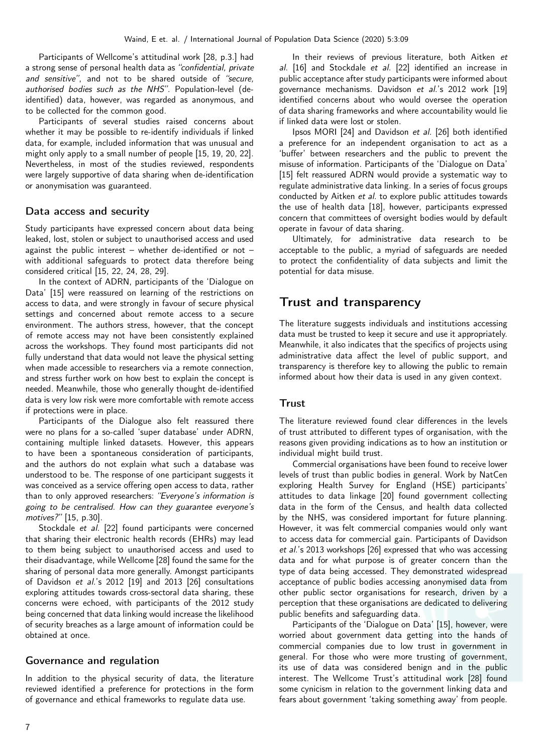Participants of Wellcome's attitudinal work [28, p.3.] had a strong sense of personal health data as *"confidential, private and sensitive"*, and not to be shared outside of *"secure, authorised bodies such as the NHS"*. Population-level (de-identified) data, however, was regarded as anonymous, and to be collected for the common good.

Participants of several studies raised concerns about whether it may be possible to re-identify individuals if linked data, for example, included information that was unusual and might only apply to a small number of people [15, 19, 20, 22]. Nevertheless, in most of the studies reviewed, respondents were largely supportive of data sharing when de-identification or anonymisation was guaranteed.

### Data access and security

Study participants have expressed concern about data being leaked, lost, stolen or subject to unauthorised access and used against the public interest – whether de-identified or not – with additional safeguards to protect data therefore being considered critical [15, 22, 24, 28, 29].

In the context of ADRN, participants of the 'Dialogue on Data' [15] were reassured on learning of the restrictions on access to data, and were strongly in favour of secure physical settings and concerned about remote access to a secure environment. The authors stress, however, that the concept of remote access may not have been consistently explained across the workshops. They found most participants did not fully understand that data would not leave the physical setting when made accessible to researchers via a remote connection, and stress further work on how best to explain the concept is needed. Meanwhile, those who generally thought de-identified data is very low risk were more comfortable with remote access if protections were in place.

Participants of the Dialogue also felt reassured there were no plans for a so-called 'super database' under ADRN, containing multiple linked datasets. However, this appears to have been a spontaneous consideration of participants, and the authors do not explain what such a database was understood to be. The response of one participant suggests it was conceived as a service offering open access to data, rather than to only approved researchers: *"Everyone's information is going to be centralised. How can they guarantee everyone's motives?"* [15, p.30].

Stockdale *et al.* [22] found participants were concerned that sharing their electronic health records (EHRs) may lead to them being subject to unauthorised access and used to their disadvantage, while Wellcome [28] found the same for the sharing of personal data more generally. Amongst participants of Davidson *et al.*'s 2012 [19] and 2013 [26] consultations exploring attitudes towards cross-sectoral data sharing, these concerns were echoed, with participants of the 2012 study being concerned that data linking would increase the likelihood of security breaches as a large amount of information could be obtained at once.

### Governance and regulation

In addition to the physical security of data, the literature reviewed identified a preference for protections in the form of governance and ethical frameworks to regulate data use.

In their reviews of previous literature, both Aitken *et al.* [16] and Stockdale *et al.* [22] identified an increase in public acceptance after study participants were informed about governance mechanisms. Davidson *et al.*'s 2012 work [19] identified concerns about who would oversee the operation of data sharing frameworks and where accountability would lie if linked data were lost or stolen.

Ipsos MORI [24] and Davidson *et al.* [26] both identified a preference for an independent organisation to act as a 'buffer' between researchers and the public to prevent the misuse of information. Participants of the 'Dialogue on Data' [15] felt reassured ADRN would provide a systematic way to regulate administrative data linking. In a series of focus groups conducted by Aitken *et al.* to explore public attitudes towards the use of health data [18], however, participants expressed concern that committees of oversight bodies would by default operate in favour of data sharing.

Ultimately, for administrative data research to be acceptable to the public, a myriad of safeguards are needed to protect the confidentiality of data subjects and limit the potential for data misuse.

## Trust and transparency

The literature suggests individuals and institutions accessing data must be trusted to keep it secure and use it appropriately. Meanwhile, it also indicates that the specifics of projects using administrative data affect the level of public support, and transparency is therefore key to allowing the public to remain informed about how their data is used in any given context.

### Trust

The literature reviewed found clear differences in the levels of trust attributed to different types of organisation, with the reasons given providing indications as to how an institution or individual might build trust.

Commercial organisations have been found to receive lower levels of trust than public bodies in general. Work by NatCen exploring Health Survey for England (HSE) participants' attitudes to data linkage [20] found government collecting data in the form of the Census, and health data collected by the NHS, was considered important for future planning. However, it was felt commercial companies would only want to access data for commercial gain. Participants of Davidson *et al.*'s 2013 workshops [26] expressed that who was accessing data and for what purpose is of greater concern than the type of data being accessed. They demonstrated widespread acceptance of public bodies accessing anonymised data from other public sector organisations for research, driven by a perception that these organisations are dedicated to delivering public benefits and safeguarding data.

Participants of the 'Dialogue on Data' [15], however, were worried about government data getting into the hands of commercial companies due to low trust in government in general. For those who were more trusting of government, its use of data was considered benign and in the public interest. The Wellcome Trust's attitudinal work [28] found some cynicism in relation to the government linking data and fears about government 'taking something away' from people.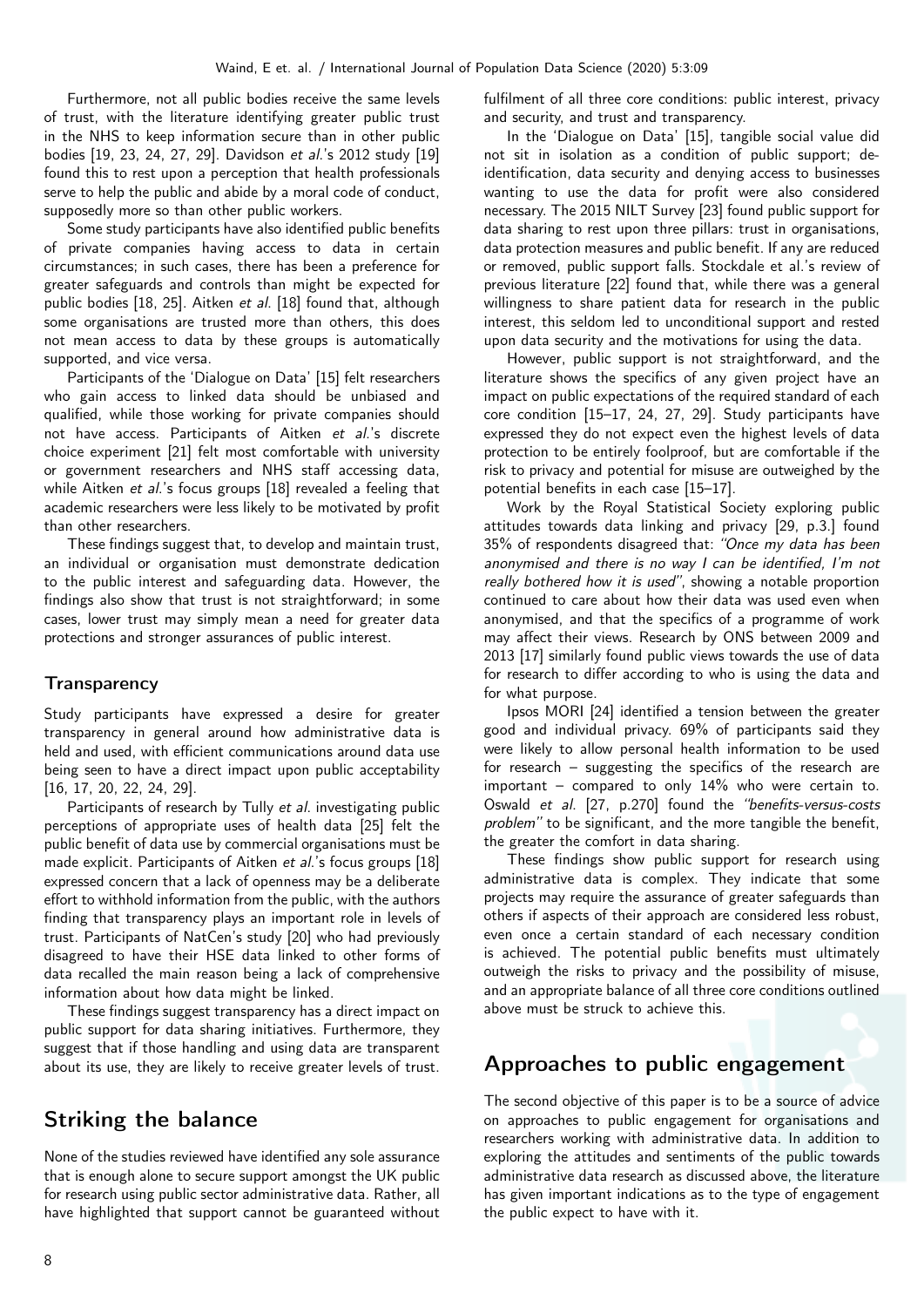Furthermore, not all public bodies receive the same levels of trust, with the literature identifying greater public trust in the NHS to keep information secure than in other public bodies [19, 23, 24, 27, 29]. Davidson *et al.*'s 2012 study [19] found this to rest upon a perception that health professionals serve to help the public and abide by a moral code of conduct, supposedly more so than other public workers.

Some study participants have also identified public benefits of private companies having access to data in certain circumstances; in such cases, there has been a preference for greater safeguards and controls than might be expected for public bodies [18, 25]. Aitken *et al.* [18] found that, although some organisations are trusted more than others, this does not mean access to data by these groups is automatically supported, and vice versa.

Participants of the 'Dialogue on Data' [15] felt researchers who gain access to linked data should be unbiased and qualified, while those working for private companies should not have access. Participants of Aitken *et al.*'s discrete choice experiment [21] felt most comfortable with university or government researchers and NHS staff accessing data, while Aitken *et al.*'s focus groups [18] revealed a feeling that academic researchers were less likely to be motivated by profit than other researchers.

These findings suggest that, to develop and maintain trust, an individual or organisation must demonstrate dedication to the public interest and safeguarding data. However, the findings also show that trust is not straightforward; in some cases, lower trust may simply mean a need for greater data protections and stronger assurances of public interest.

### Transparency

Study participants have expressed a desire for greater transparency in general around how administrative data is held and used, with efficient communications around data use being seen to have a direct impact upon public acceptability [16, 17, 20, 22, 24, 29].

Participants of research by Tully *et al.* investigating public perceptions of appropriate uses of health data [25] felt the public benefit of data use by commercial organisations must be made explicit. Participants of Aitken *et al.*'s focus groups [18] expressed concern that a lack of openness may be a deliberate effort to withhold information from the public, with the authors finding that transparency plays an important role in levels of trust. Participants of NatCen's study [20] who had previously disagreed to have their HSE data linked to other forms of data recalled the main reason being a lack of comprehensive information about how data might be linked.

These findings suggest transparency has a direct impact on public support for data sharing initiatives. Furthermore, they suggest that if those handling and using data are transparent about its use, they are likely to receive greater levels of trust.

## Striking the balance

None of the studies reviewed have identified any sole assurance that is enough alone to secure support amongst the UK public for research using public sector administrative data. Rather, all have highlighted that support cannot be guaranteed without fulfilment of all three core conditions: public interest, privacy and security, and trust and transparency.

In the 'Dialogue on Data' [15], tangible social value did not sit in isolation as a condition of public support; de-identification, data security and denying access to businesses wanting to use the data for profit were also considered necessary. The 2015 NILT Survey [23] found public support for data sharing to rest upon three pillars: trust in organisations, data protection measures and public benefit. If any are reduced or removed, public support falls. Stockdale et al.'s review of previous literature [22] found that, while there was a general willingness to share patient data for research in the public interest, this seldom led to unconditional support and rested upon data security and the motivations for using the data.

However, public support is not straightforward, and the literature shows the specifics of any given project have an impact on public expectations of the required standard of each core condition [15–17, 24, 27, 29]. Study participants have expressed they do not expect even the highest levels of data protection to be entirely foolproof, but are comfortable if the risk to privacy and potential for misuse are outweighed by the potential benefits in each case [15–17].

Work by the Royal Statistical Society exploring public attitudes towards data linking and privacy [29, p.3.] found 35% of respondents disagreed that: *"Once my data has been anonymised and there is no way I can be identified, I'm not really bothered how it is used"*, showing a notable proportion continued to care about how their data was used even when anonymised, and that the specifics of a programme of work may affect their views. Research by ONS between 2009 and 2013 [17] similarly found public views towards the use of data for research to differ according to who is using the data and for what purpose.

Ipsos MORI [24] identified a tension between the greater good and individual privacy. 69% of participants said they were likely to allow personal health information to be used for research – suggesting the specifics of the research are important – compared to only 14% who were certain to. Oswald *et al.* [27, p.270] found the *"benefits-versus-costs problem"* to be significant, and the more tangible the benefit, the greater the comfort in data sharing.

These findings show public support for research using administrative data is complex. They indicate that some projects may require the assurance of greater safeguards than others if aspects of their approach are considered less robust, even once a certain standard of each necessary condition is achieved. The potential public benefits must ultimately outweigh the risks to privacy and the possibility of misuse, and an appropriate balance of all three core conditions outlined above must be struck to achieve this.

## Approaches to public engagement

The second objective of this paper is to be a source of advice on approaches to public engagement for organisations and researchers working with administrative data. In addition to exploring the attitudes and sentiments of the public towards administrative data research as discussed above, the literature has given important indications as to the type of engagement the public expect to have with it.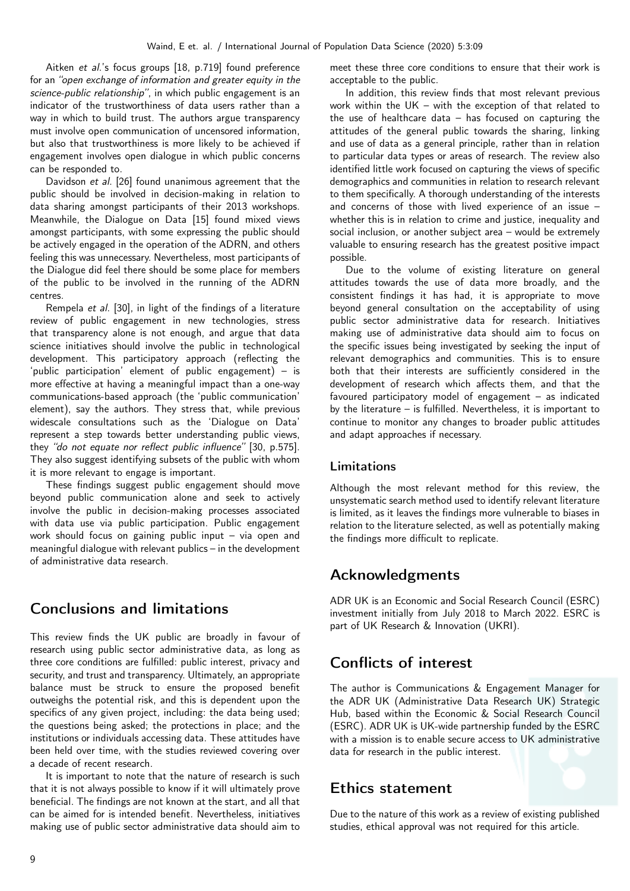Aitken *et al.*'s focus groups [18, p.719] found preference for an *"open exchange of information and greater equity in the science-public relationship"*, in which public engagement is an indicator of the trustworthiness of data users rather than a way in which to build trust. The authors argue transparency must involve open communication of uncensored information, but also that trustworthiness is more likely to be achieved if engagement involves open dialogue in which public concerns can be responded to.

Davidson *et al.* [26] found unanimous agreement that the public should be involved in decision-making in relation to data sharing amongst participants of their 2013 workshops. Meanwhile, the Dialogue on Data [15] found mixed views amongst participants, with some expressing the public should be actively engaged in the operation of the ADRN, and others feeling this was unnecessary. Nevertheless, most participants of the Dialogue did feel there should be some place for members of the public to be involved in the running of the ADRN centres.

Rempela *et al.* [30], in light of the findings of a literature review of public engagement in new technologies, stress that transparency alone is not enough, and argue that data science initiatives should involve the public in technological development. This participatory approach (reflecting the 'public participation' element of public engagement) – is more effective at having a meaningful impact than a one-way communications-based approach (the 'public communication' element), say the authors. They stress that, while previous widescale consultations such as the 'Dialogue on Data' represent a step towards better understanding public views, they *"do not equate nor reflect public influence"* [30, p.575]. They also suggest identifying subsets of the public with whom it is more relevant to engage is important.

These findings suggest public engagement should move beyond public communication alone and seek to actively involve the public in decision-making processes associated with data use via public participation. Public engagement work should focus on gaining public input – via open and meaningful dialogue with relevant publics – in the development of administrative data research.

## Conclusions and limitations

This review finds the UK public are broadly in favour of research using public sector administrative data, as long as three core conditions are fulfilled: public interest, privacy and security, and trust and transparency. Ultimately, an appropriate balance must be struck to ensure the proposed benefit outweighs the potential risk, and this is dependent upon the specifics of any given project, including: the data being used; the questions being asked; the protections in place; and the institutions or individuals accessing data. These attitudes have been held over time, with the studies reviewed covering over a decade of recent research.

It is important to note that the nature of research is such that it is not always possible to know if it will ultimately prove beneficial. The findings are not known at the start, and all that can be aimed for is intended benefit. Nevertheless, initiatives making use of public sector administrative data should aim to meet these three core conditions to ensure that their work is acceptable to the public.

In addition, this review finds that most relevant previous work within the UK – with the exception of that related to the use of healthcare data – has focused on capturing the attitudes of the general public towards the sharing, linking and use of data as a general principle, rather than in relation to particular data types or areas of research. The review also identified little work focused on capturing the views of specific demographics and communities in relation to research relevant to them specifically. A thorough understanding of the interests and concerns of those with lived experience of an issue – whether this is in relation to crime and justice, inequality and social inclusion, or another subject area – would be extremely valuable to ensuring research has the greatest positive impact possible.

Due to the volume of existing literature on general attitudes towards the use of data more broadly, and the consistent findings it has had, it is appropriate to move beyond general consultation on the acceptability of using public sector administrative data for research. Initiatives making use of administrative data should aim to focus on the specific issues being investigated by seeking the input of relevant demographics and communities. This is to ensure both that their interests are sufficiently considered in the development of research which affects them, and that the favoured participatory model of engagement – as indicated by the literature – is fulfilled. Nevertheless, it is important to continue to monitor any changes to broader public attitudes and adapt approaches if necessary.

### Limitations

Although the most relevant method for this review, the unsystematic search method used to identify relevant literature is limited, as it leaves the findings more vulnerable to biases in relation to the literature selected, as well as potentially making the findings more difficult to replicate.

## Acknowledgments

ADR UK is an Economic and Social Research Council (ESRC) investment initially from July 2018 to March 2022. ESRC is part of UK Research & Innovation (UKRI).

## Conflicts of interest

The author is Communications & Engagement Manager for the ADR UK (Administrative Data Research UK) Strategic Hub, based within the Economic & Social Research Council (ESRC). ADR UK is UK-wide partnership funded by the ESRC with a mission is to enable secure access to UK administrative data for research in the public interest.

## Ethics statement

Due to the nature of this work as a review of existing published studies, ethical approval was not required for this article.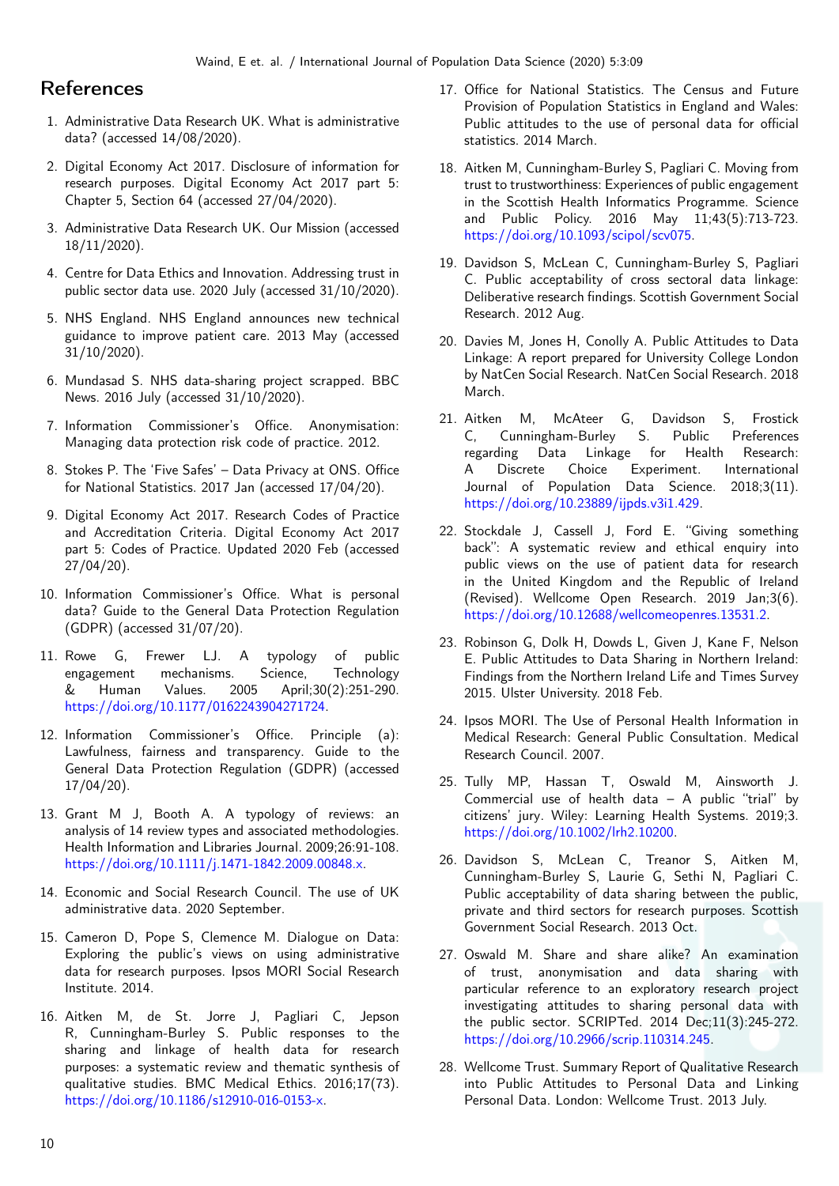## References

1. Administrative Data Research UK. What is administrative data? (accessed 14/08/2020).

2. Digital Economy Act 2017. Disclosure of information for research purposes. Digital Economy Act 2017 part 5: Chapter 5, Section 64 (accessed 27/04/2020).

3. Administrative Data Research UK. Our Mission (accessed 18/11/2020).

4. Centre for Data Ethics and Innovation. Addressing trust in public sector data use. 2020 July (accessed 31/10/2020).

5. NHS England. NHS England announces new technical guidance to improve patient care. 2013 May (accessed 31/10/2020).

6. Mundasad S. NHS data-sharing project scrapped. BBC News. 2016 July (accessed 31/10/2020).

7. Information Commissioner's Office. Anonymisation: Managing data protection risk code of practice. 2012.

8. Stokes P. The 'Five Safes' – Data Privacy at ONS. Office for National Statistics. 2017 Jan (accessed 17/04/20).

9. Digital Economy Act 2017. Research Codes of Practice and Accreditation Criteria. Digital Economy Act 2017 part 5: Codes of Practice. Updated 2020 Feb (accessed 27/04/20).

10. Information Commissioner's Office. What is personal data? Guide to the General Data Protection Regulation (GDPR) (accessed 31/07/20).

11. Rowe G, Frewer LJ. A typology of public engagement mechanisms. Science, Technology & Human Values. 2005 April;30(2):251-290. https://doi.org/10.1177/0162243904271724.

12. Information Commissioner's Office. Principle (a): Lawfulness, fairness and transparency. Guide to the General Data Protection Regulation (GDPR) (accessed 17/04/20).

13. Grant M J, Booth A. A typology of reviews: an analysis of 14 review types and associated methodologies. Health Information and Libraries Journal. 2009;26:91-108. https://doi.org/10.1111/j.1471-1842.2009.00848.x.

14. Economic and Social Research Council. The use of UK administrative data. 2020 September.

15. Cameron D, Pope S, Clemence M. Dialogue on Data: Exploring the public's views on using administrative data for research purposes. Ipsos MORI Social Research Institute. 2014.

16. Aitken M, de St. Jorre J, Pagliari C, Jepson R, Cunningham-Burley S. Public responses to the sharing and linkage of health data for research purposes: a systematic review and thematic synthesis of qualitative studies. BMC Medical Ethics. 2016;17(73). https://doi.org/10.1186/s12910-016-0153-x.

17. Office for National Statistics. The Census and Future Provision of Population Statistics in England and Wales: Public attitudes to the use of personal data for official statistics. 2014 March.

18. Aitken M, Cunningham-Burley S, Pagliari C. Moving from trust to trustworthiness: Experiences of public engagement in the Scottish Health Informatics Programme. Science and Public Policy. 2016 May 11;43(5):713-723. https://doi.org/10.1093/scipol/scv075.

19. Davidson S, McLean C, Cunningham-Burley S, Pagliari C. Public acceptability of cross sectoral data linkage: Deliberative research findings. Scottish Government Social Research. 2012 Aug.

20. Davies M, Jones H, Conolly A. Public Attitudes to Data Linkage: A report prepared for University College London by NatCen Social Research. NatCen Social Research. 2018 March.

21. Aitken M, McAteer G, Davidson S, Frostick C, Cunningham-Burley S. Public Preferences regarding Data Linkage for Health Research: A Discrete Choice Experiment. International Journal of Population Data Science. 2018;3(11). https://doi.org/10.23889/ijpds.v3i1.429.

22. Stockdale J, Cassell J, Ford E. "Giving something back": A systematic review and ethical enquiry into public views on the use of patient data for research in the United Kingdom and the Republic of Ireland (Revised). Wellcome Open Research. 2019 Jan;3(6). https://doi.org/10.12688/wellcomeopenres.13531.2.

23. Robinson G, Dolk H, Dowds L, Given J, Kane F, Nelson E. Public Attitudes to Data Sharing in Northern Ireland: Findings from the Northern Ireland Life and Times Survey 2015. Ulster University. 2018 Feb.

24. Ipsos MORI. The Use of Personal Health Information in Medical Research: General Public Consultation. Medical Research Council. 2007.

25. Tully MP, Hassan T, Oswald M, Ainsworth J. Commercial use of health data – A public "trial" by citizens' jury. Wiley: Learning Health Systems. 2019;3. https://doi.org/10.1002/lrh2.10200.

26. Davidson S, McLean C, Treanor S, Aitken M, Cunningham-Burley S, Laurie G, Sethi N, Pagliari C. Public acceptability of data sharing between the public, private and third sectors for research purposes. Scottish Government Social Research. 2013 Oct.

27. Oswald M. Share and share alike? An examination of trust, anonymisation and data sharing with particular reference to an exploratory research project investigating attitudes to sharing personal data with the public sector. SCRIPTed. 2014 Dec;11(3):245-272. https://doi.org/10.2966/scrip.110314.245.

28. Wellcome Trust. Summary Report of Qualitative Research into Public Attitudes to Personal Data and Linking Personal Data. London: Wellcome Trust. 2013 July.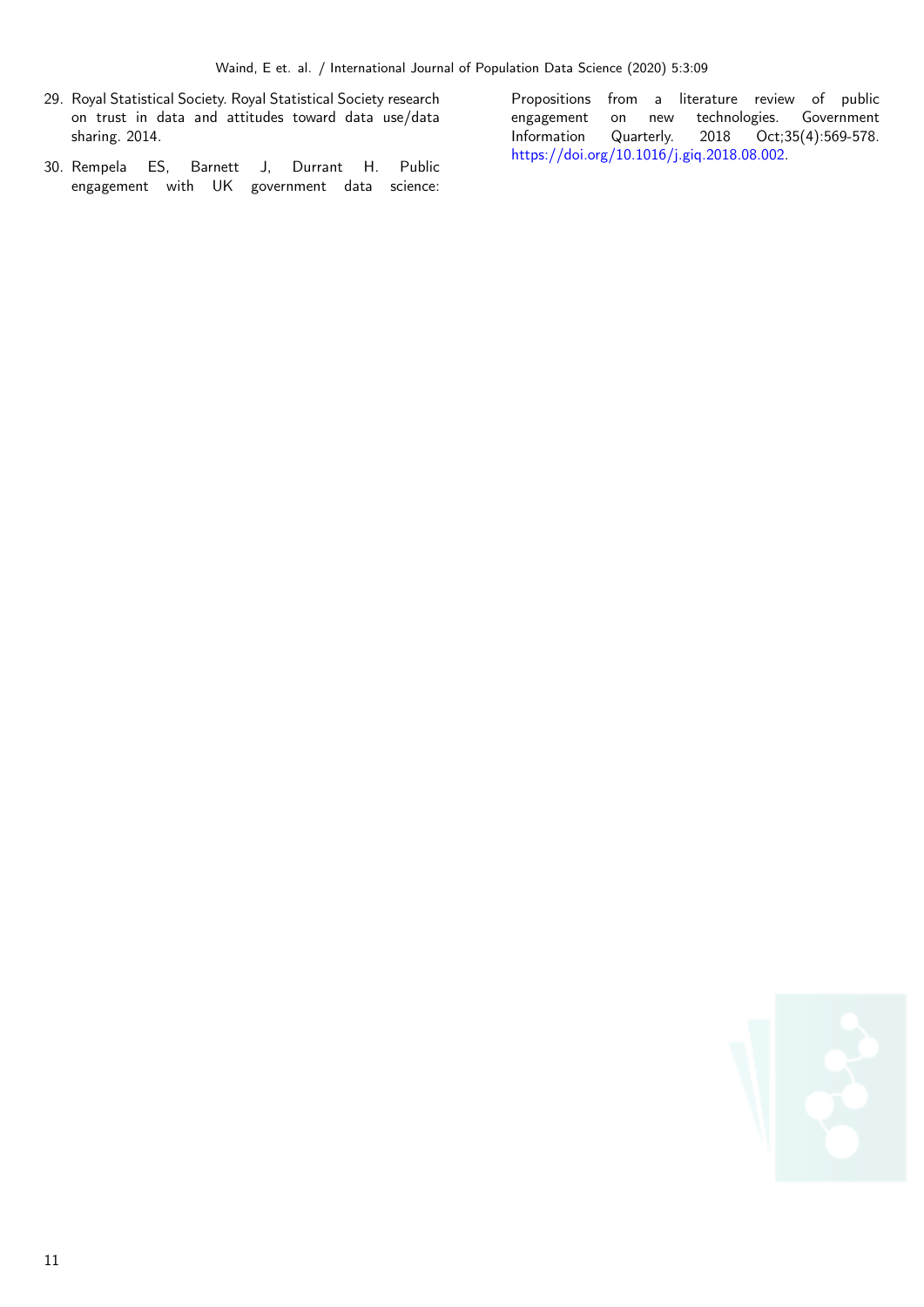29. Royal Statistical Society. Royal Statistical Society research on trust in data and attitudes toward data use/data sharing. 2014.
30. Rempela ES, Barnett J, Durrant H. Public engagement with UK government data science: Propositions from a literature review of public engagement on new technologies. Government Information Quarterly. 2018 Oct;35(4):569-578. https://doi.org/10.1016/j.giq.2018.08.002.